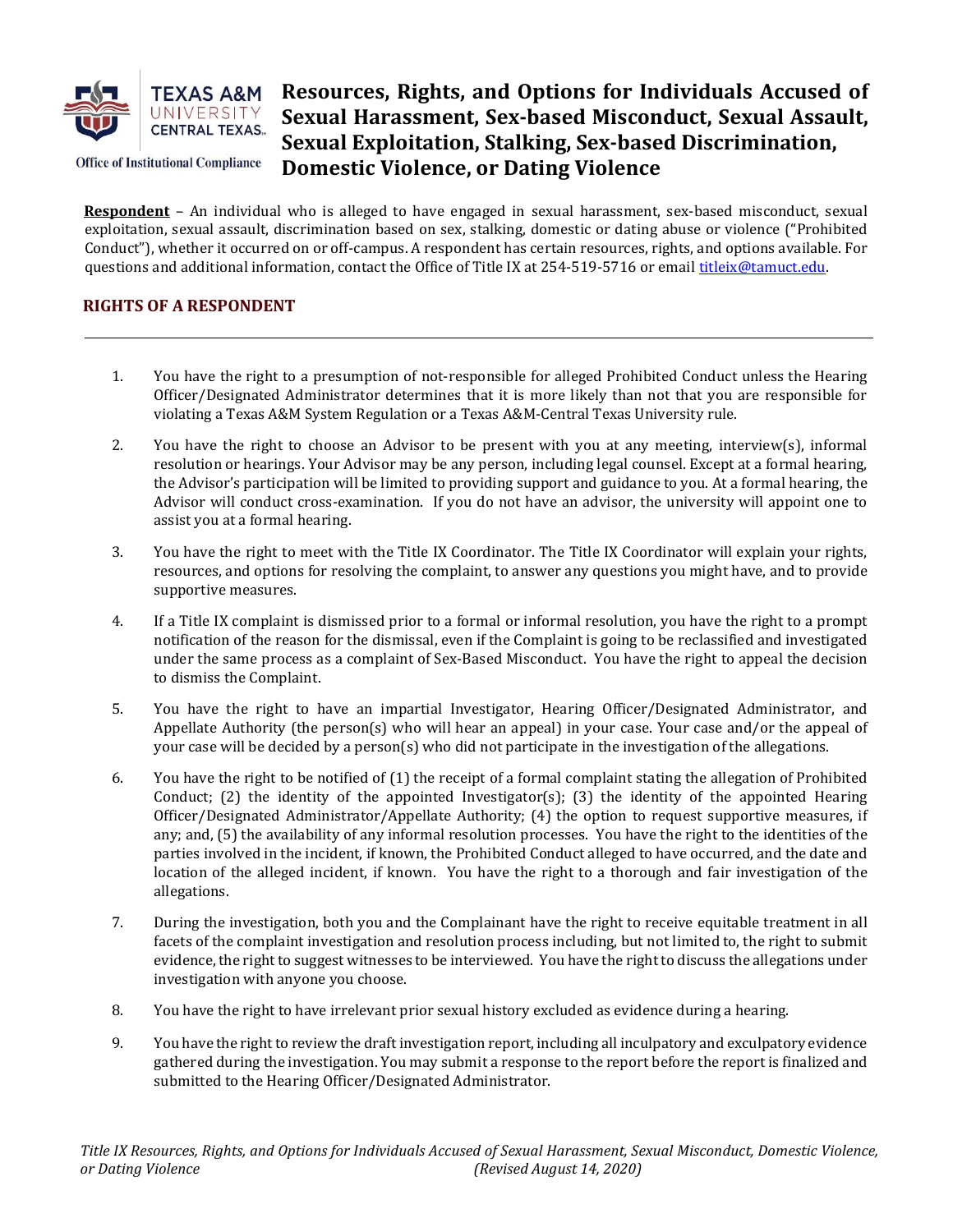# Resources, Rights, and Options for Individuals Accused of Sexual Harassment, Sex-based Misconduct, Sexual Assault, Sexual Exploitation, Stalking, Sex-based Discrimination, Domestic Violence, or Dating Violence

Office of Institutional Compliance

**Respondent** – An individual who is alleged to have engaged in sexual harassment, sex-based misconduct, sexual exploitation, sexual assault, discrimination based on sex, stalking, domestic or dating abuse or violence ("Prohibited Conduct"), whether it occurred on or off-campus. A respondent has certain resources, rights, and options available. For questions and additional information, contact the Office of Title IX at 254-519-5716 or email titleix@tamuct.edu.

## RIGHTS OF A RESPONDENT

1. You have the right to a presumption of not-responsible for alleged Prohibited Conduct unless the Hearing Officer/Designated Administrator determines that it is more likely than not that you are responsible for violating a Texas A&M System Regulation or a Texas A&M-Central Texas University rule.

2. You have the right to choose an Advisor to be present with you at any meeting, interview(s), informal resolution or hearings. Your Advisor may be any person, including legal counsel. Except at a formal hearing, the Advisor's participation will be limited to providing support and guidance to you. At a formal hearing, the Advisor will conduct cross-examination. If you do not have an advisor, the university will appoint one to assist you at a formal hearing.

3. You have the right to meet with the Title IX Coordinator. The Title IX Coordinator will explain your rights, resources, and options for resolving the complaint, to answer any questions you might have, and to provide supportive measures.

4. If a Title IX complaint is dismissed prior to a formal or informal resolution, you have the right to a prompt notification of the reason for the dismissal, even if the Complaint is going to be reclassified and investigated under the same process as a complaint of Sex-Based Misconduct. You have the right to appeal the decision to dismiss the Complaint.

5. You have the right to have an impartial Investigator, Hearing Officer/Designated Administrator, and Appellate Authority (the person(s) who will hear an appeal) in your case. Your case and/or the appeal of your case will be decided by a person(s) who did not participate in the investigation of the allegations.

6. You have the right to be notified of (1) the receipt of a formal complaint stating the allegation of Prohibited Conduct; (2) the identity of the appointed Investigator(s); (3) the identity of the appointed Hearing Officer/Designated Administrator/Appellate Authority; (4) the option to request supportive measures, if any; and, (5) the availability of any informal resolution processes. You have the right to the identities of the parties involved in the incident, if known, the Prohibited Conduct alleged to have occurred, and the date and location of the alleged incident, if known. You have the right to a thorough and fair investigation of the allegations.

7. During the investigation, both you and the Complainant have the right to receive equitable treatment in all facets of the complaint investigation and resolution process including, but not limited to, the right to submit evidence, the right to suggest witnesses to be interviewed. You have the right to discuss the allegations under investigation with anyone you choose.

8. You have the right to have irrelevant prior sexual history excluded as evidence during a hearing.

9. You have the right to review the draft investigation report, including all inculpatory and exculpatory evidence gathered during the investigation. You may submit a response to the report before the report is finalized and submitted to the Hearing Officer/Designated Administrator.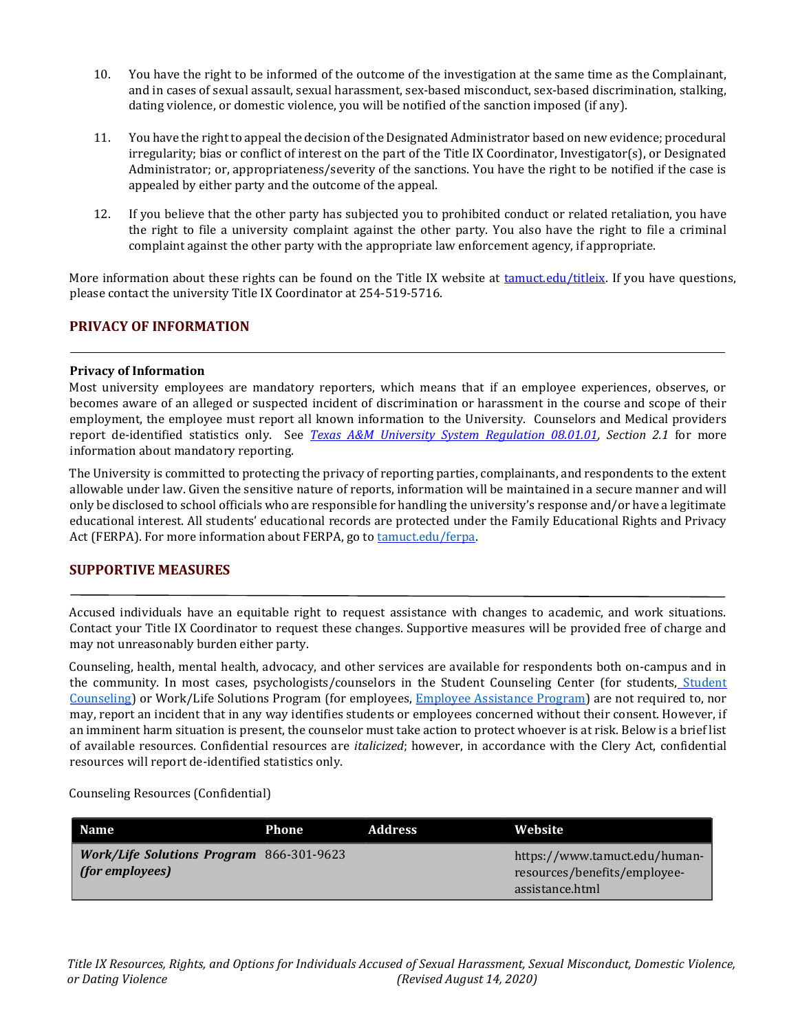10. You have the right to be informed of the outcome of the investigation at the same time as the Complainant, and in cases of sexual assault, sexual harassment, sex-based misconduct, sex-based discrimination, stalking, dating violence, or domestic violence, you will be notified of the sanction imposed (if any).

11. You have the right to appeal the decision of the Designated Administrator based on new evidence; procedural irregularity; bias or conflict of interest on the part of the Title IX Coordinator, Investigator(s), or Designated Administrator; or, appropriateness/severity of the sanctions. You have the right to be notified if the case is appealed by either party and the outcome of the appeal.

12. If you believe that the other party has subjected you to prohibited conduct or related retaliation, you have the right to file a university complaint against the other party. You also have the right to file a criminal complaint against the other party with the appropriate law enforcement agency, if appropriate.

More information about these rights can be found on the Title IX website at [tamuct.edu/titleix](tamuct.edu/titleix). If you have questions, please contact the university Title IX Coordinator at 254-519-5716.

## PRIVACY OF INFORMATION

**Privacy of Information**

Most university employees are mandatory reporters, which means that if an employee experiences, observes, or becomes aware of an alleged or suspected incident of discrimination or harassment in the course and scope of their employment, the employee must report all known information to the University. Counselors and Medical providers report de-identified statistics only. See *Texas A&M University System Regulation 08.01.01, Section 2.1* for more information about mandatory reporting.

The University is committed to protecting the privacy of reporting parties, complainants, and respondents to the extent allowable under law. Given the sensitive nature of reports, information will be maintained in a secure manner and will only be disclosed to school officials who are responsible for handling the university's response and/or have a legitimate educational interest. All students' educational records are protected under the Family Educational Rights and Privacy Act (FERPA). For more information about FERPA, go to [tamuct.edu/ferpa](tamuct.edu/ferpa).

## SUPPORTIVE MEASURES

Accused individuals have an equitable right to request assistance with changes to academic, and work situations. Contact your Title IX Coordinator to request these changes. Supportive measures will be provided free of charge and may not unreasonably burden either party.

Counseling, health, mental health, advocacy, and other services are available for respondents both on-campus and in the community. In most cases, psychologists/counselors in the Student Counseling Center (for students, Student Counseling) or Work/Life Solutions Program (for employees, Employee Assistance Program) are not required to, nor may, report an incident that in any way identifies students or employees concerned without their consent. However, if an imminent harm situation is present, the counselor must take action to protect whoever is at risk. Below is a brief list of available resources. Confidential resources are *italicized*; however, in accordance with the Clery Act, confidential resources will report de-identified statistics only.

Counseling Resources (Confidential)

| Name | Phone | Address | Website |
| --- | --- | --- | --- |
| ***Work/Life Solutions Program (for employees)*** | 866-301-9623 | | https://www.tamuct.edu/human-resources/benefits/employee-assistance.html |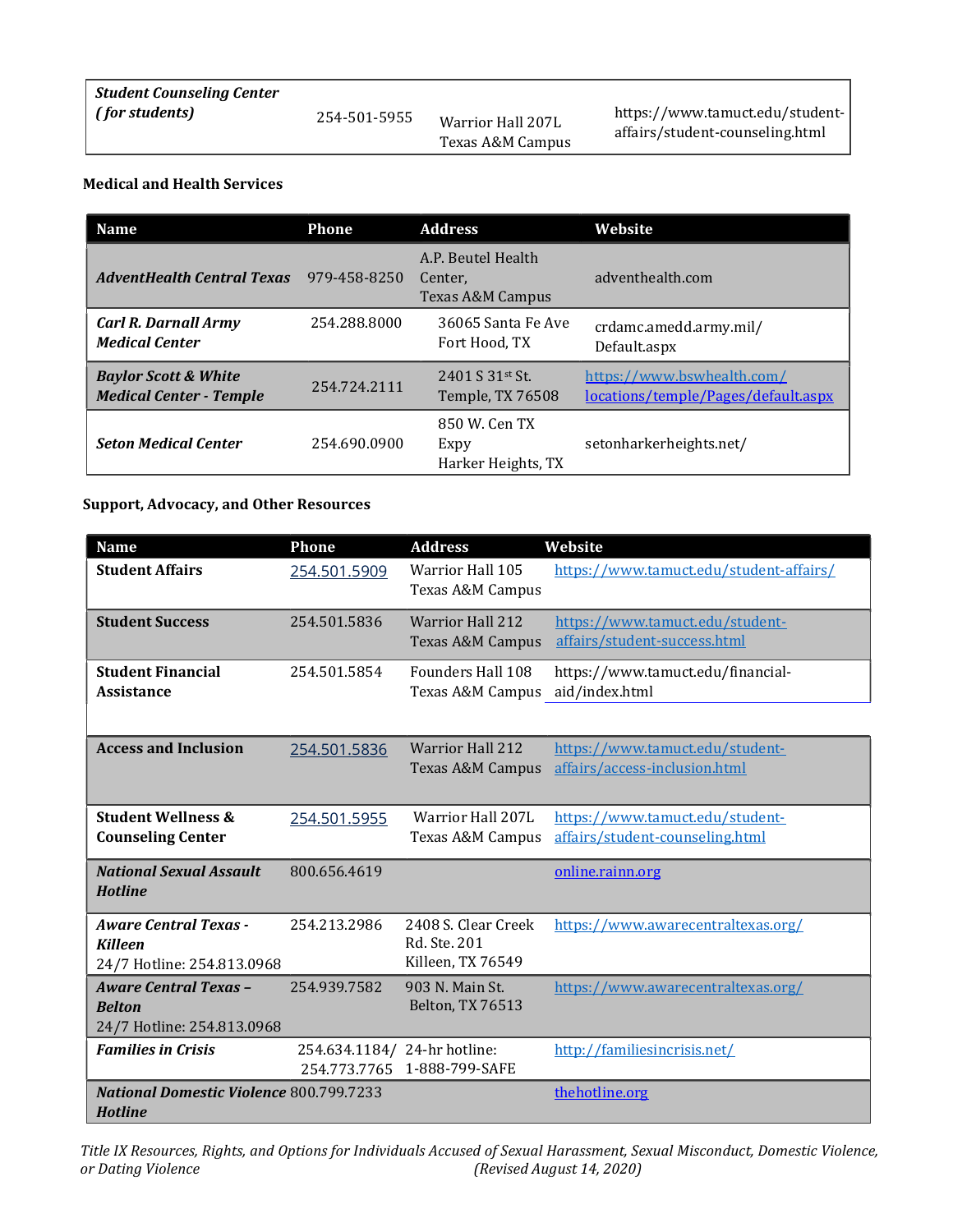| *Student Counseling Center (for students)* | 254-501-5955 | Warrior Hall 207L Texas A&M Campus | https://www.tamuct.edu/student-affairs/student-counseling.html |
|---|---|---|---|

**Medical and Health Services**

| Name | Phone | Address | Website |
|---|---|---|---|
| ***AdventHealth Central Texas*** | 979-458-8250 | A.P. Beutel Health Center, Texas A&M Campus | adventhealth.com |
| ***Carl R. Darnall Army Medical Center*** | 254.288.8000 | 36065 Santa Fe Ave Fort Hood, TX | crdamc.amedd.army.mil/Default.aspx |
| ***Baylor Scott & White Medical Center - Temple*** | 254.724.2111 | 2401 S 31st St. Temple, TX 76508 | https://www.bswhealth.com/locations/temple/Pages/default.aspx |
| ***Seton Medical Center*** | 254.690.0900 | 850 W. Cen TX Expy Harker Heights, TX | setonharkerheights.net/ |

**Support, Advocacy, and Other Resources**

| Name | Phone | Address | Website |
|---|---|---|---|
| **Student Affairs** | 254.501.5909 | Warrior Hall 105 Texas A&M Campus | https://www.tamuct.edu/student-affairs/ |
| **Student Success** | 254.501.5836 | Warrior Hall 212 Texas A&M Campus | https://www.tamuct.edu/student-affairs/student-success.html |
| **Student Financial Assistance** | 254.501.5854 | Founders Hall 108 Texas A&M Campus | https://www.tamuct.edu/financial-aid/index.html |
| **Access and Inclusion** | 254.501.5836 | Warrior Hall 212 Texas A&M Campus | https://www.tamuct.edu/student-affairs/access-inclusion.html |
| **Student Wellness & Counseling Center** | 254.501.5955 | Warrior Hall 207L Texas A&M Campus | https://www.tamuct.edu/student-affairs/student-counseling.html |
| ***National Sexual Assault Hotline*** | 800.656.4619 | | online.rainn.org |
| ***Aware Central Texas - Killeen*** 24/7 Hotline: 254.813.0968 | 254.213.2986 | 2408 S. Clear Creek Rd. Ste. 201 Killeen, TX 76549 | https://www.awarecentraltexas.org/ |
| ***Aware Central Texas – Belton*** 24/7 Hotline: 254.813.0968 | 254.939.7582 | 903 N. Main St. Belton, TX 76513 | https://www.awarecentraltexas.org/ |
| ***Families in Crisis*** | 254.634.1184/ 254.773.7765 | 24-hr hotline: 1-888-799-SAFE | http://familiesincrisis.net/ |
| ***National Domestic Violence Hotline*** | 800.799.7233 | | thehotline.org |

*Title IX Resources, Rights, and Options for Individuals Accused of Sexual Harassment, Sexual Misconduct, Domestic Violence, or Dating Violence (Revised August 14, 2020)*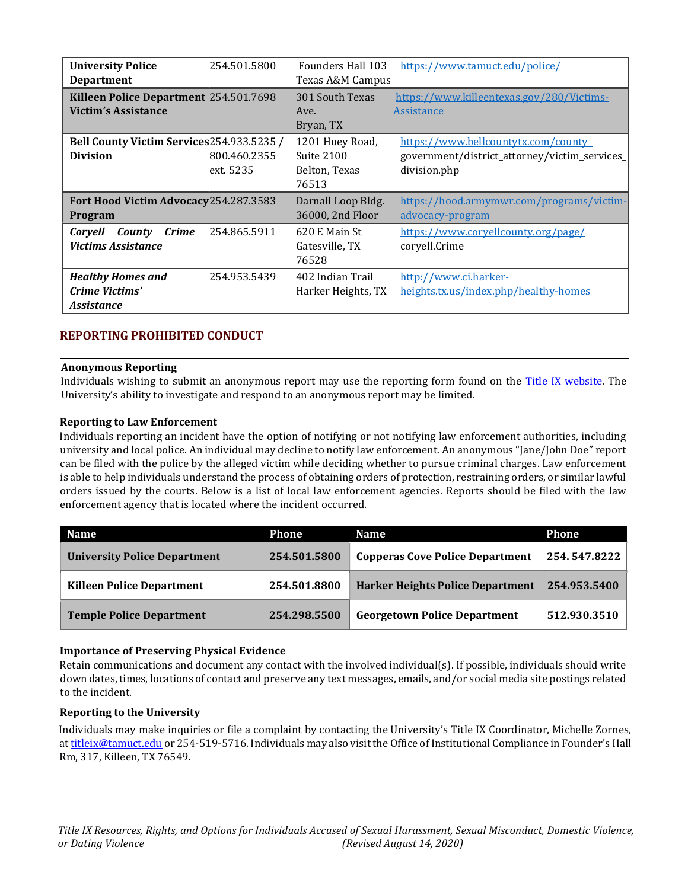| | | | |
|---|---|---|---|
| **University Police Department** | 254.501.5800 | Founders Hall 103 Texas A&M Campus | https://www.tamuct.edu/police/ |
| **Killeen Police Department Victim's Assistance** | 254.501.7698 | 301 South Texas Ave. Bryan, TX | https://www.killeentexas.gov/280/Victims-Assistance |
| **Bell County Victim Services Division** | 254.933.5235 / 800.460.2355 ext. 5235 | 1201 Huey Road, Suite 2100 Belton, Texas 76513 | https://www.bellcountytx.com/county_government/district_attorney/victim_services_division.php |
| **Fort Hood Victim Advocacy Program** | 254.287.3583 | Darnall Loop Bldg. 36000, 2nd Floor | https://hood.armymwr.com/programs/victim-advocacy-program |
| ***Coryell County Crime Victims Assistance*** | 254.865.5911 | 620 E Main St Gatesville, TX 76528 | https://www.coryellcounty.org/page/coryell.Crime |
| ***Healthy Homes and Crime Victims' Assistance*** | 254.953.5439 | 402 Indian Trail Harker Heights, TX | http://www.ci.harker-heights.tx.us/index.php/healthy-homes |

## REPORTING PROHIBITED CONDUCT

**Anonymous Reporting**
Individuals wishing to submit an anonymous report may use the reporting form found on the Title IX website. The University's ability to investigate and respond to an anonymous report may be limited.

**Reporting to Law Enforcement**
Individuals reporting an incident have the option of notifying or not notifying law enforcement authorities, including university and local police. An individual may decline to notify law enforcement. An anonymous "Jane/John Doe" report can be filed with the police by the alleged victim while deciding whether to pursue criminal charges. Law enforcement is able to help individuals understand the process of obtaining orders of protection, restraining orders, or similar lawful orders issued by the courts. Below is a list of local law enforcement agencies. Reports should be filed with the law enforcement agency that is located where the incident occurred.

| Name | Phone | Name | Phone |
|---|---|---|---|
| **University Police Department** | **254.501.5800** | **Copperas Cove Police Department** | **254. 547.8222** |
| **Killeen Police Department** | **254.501.8800** | **Harker Heights Police Department** | **254.953.5400** |
| **Temple Police Department** | **254.298.5500** | **Georgetown Police Department** | **512.930.3510** |

**Importance of Preserving Physical Evidence**
Retain communications and document any contact with the involved individual(s). If possible, individuals should write down dates, times, locations of contact and preserve any text messages, emails, and/or social media site postings related to the incident.

**Reporting to the University**
Individuals may make inquiries or file a complaint by contacting the University's Title IX Coordinator, Michelle Zornes, at titleix@tamuct.edu or 254-519-5716. Individuals may also visit the Office of Institutional Compliance in Founder's Hall Rm, 317, Killeen, TX 76549.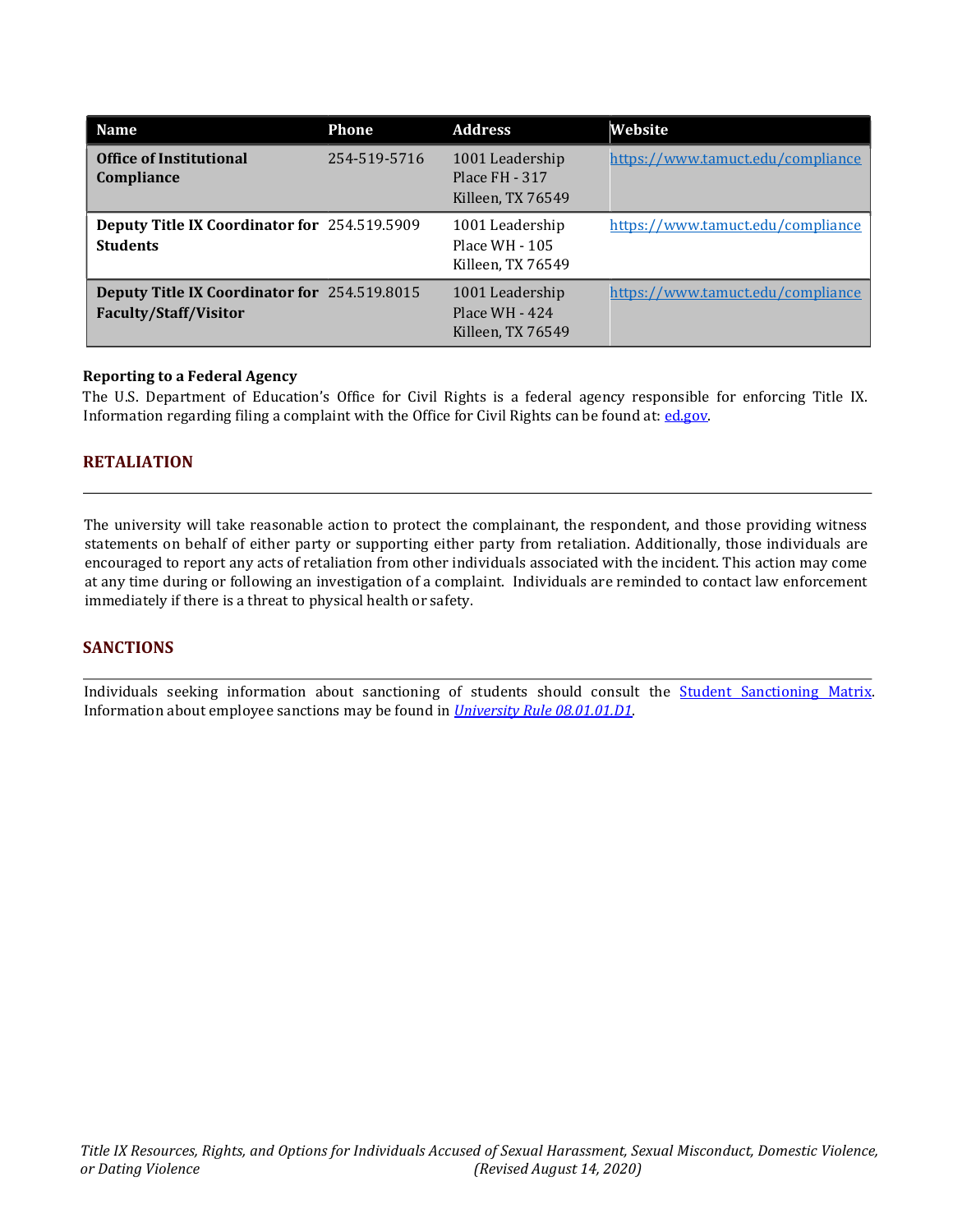| Name | Phone | Address | Website |
|---|---|---|---|
| **Office of Institutional Compliance** | 254-519-5716 | 1001 Leadership Place FH - 317 Killeen, TX 76549 | https://www.tamuct.edu/compliance |
| **Deputy Title IX Coordinator for Students** | 254.519.5909 | 1001 Leadership Place WH - 105 Killeen, TX 76549 | https://www.tamuct.edu/compliance |
| **Deputy Title IX Coordinator for Faculty/Staff/Visitor** | 254.519.8015 | 1001 Leadership Place WH - 424 Killeen, TX 76549 | https://www.tamuct.edu/compliance |

**Reporting to a Federal Agency**

The U.S. Department of Education's Office for Civil Rights is a federal agency responsible for enforcing Title IX. Information regarding filing a complaint with the Office for Civil Rights can be found at: ed.gov.

## RETALIATION

The university will take reasonable action to protect the complainant, the respondent, and those providing witness statements on behalf of either party or supporting either party from retaliation. Additionally, those individuals are encouraged to report any acts of retaliation from other individuals associated with the incident. This action may come at any time during or following an investigation of a complaint. Individuals are reminded to contact law enforcement immediately if there is a threat to physical health or safety.

## SANCTIONS

Individuals seeking information about sanctioning of students should consult the Student Sanctioning Matrix. Information about employee sanctions may be found in *University Rule 08.01.01.D1*.